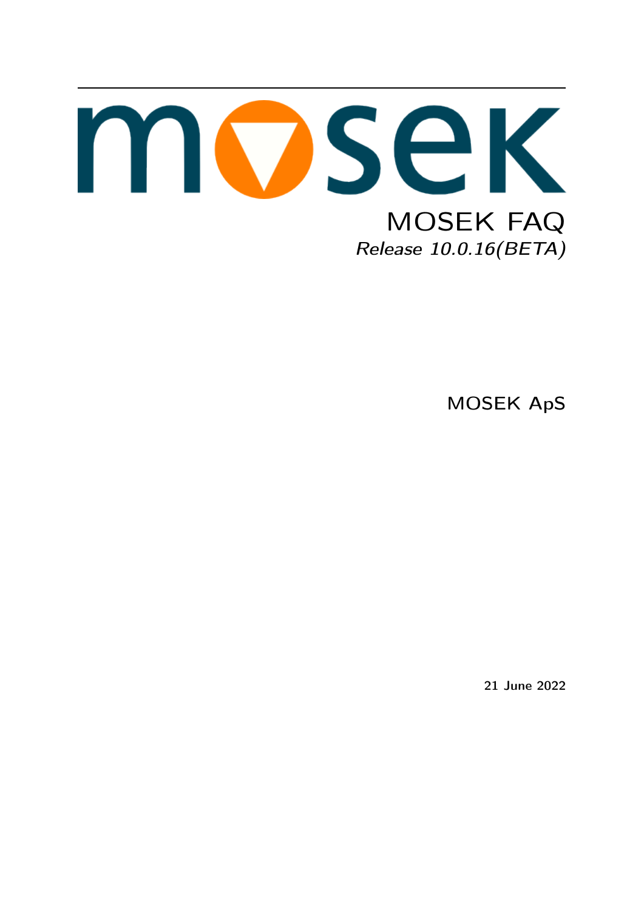# MOSEK FAQ

*Release 10.0.16(BETA)*

MOSEK ApS

**21 June 2022**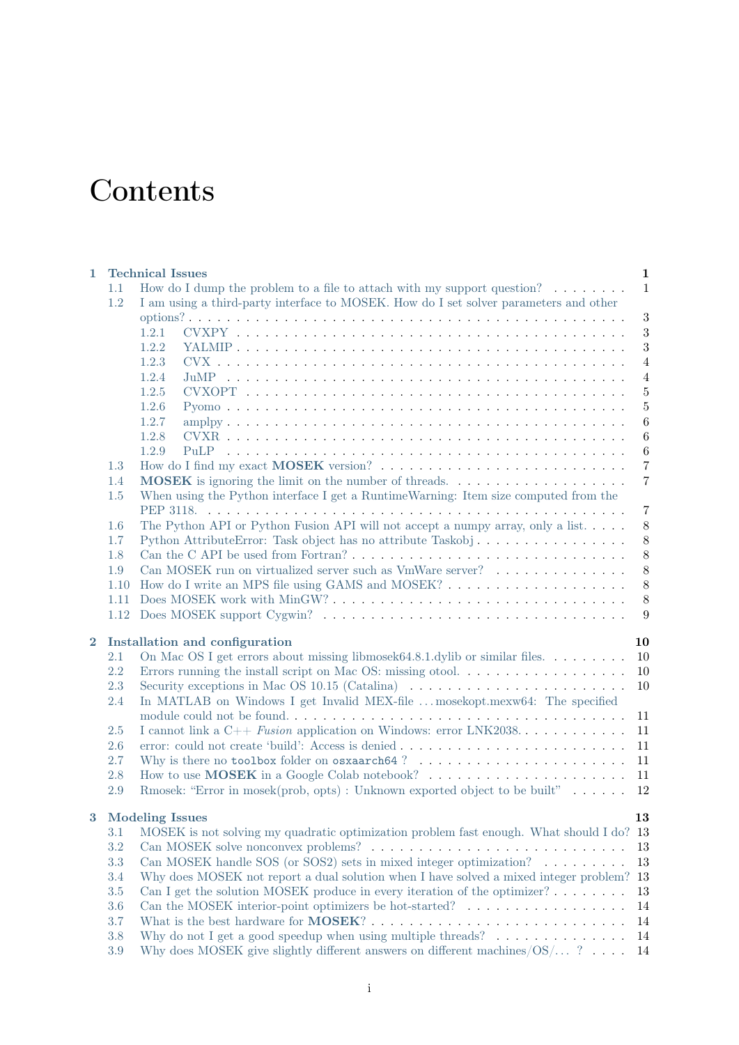# Contents

- **1 Technical Issues** — 1
  - 1.1 How do I dump the problem to a file to attach with my support question? — 1
  - 1.2 I am using a third-party interface to MOSEK. How do I set solver parameters and other options? — 3
    - 1.2.1 CVXPY — 3
    - 1.2.2 YALMIP — 3
    - 1.2.3 CVX — 4
    - 1.2.4 JuMP — 4
    - 1.2.5 CVXOPT — 5
    - 1.2.6 Pyomo — 5
    - 1.2.7 amplpy — 6
    - 1.2.8 CVXR — 6
    - 1.2.9 PuLP — 6
  - 1.3 How do I find my exact **MOSEK** version? — 7
  - 1.4 **MOSEK** is ignoring the limit on the number of threads. — 7
  - 1.5 When using the Python interface I get a RuntimeWarning: Item size computed from the PEP 3118. — 7
  - 1.6 The Python API or Python Fusion API will not accept a numpy array, only a list. — 8
  - 1.7 Python AttributeError: Task object has no attribute Taskobj — 8
  - 1.8 Can the C API be used from Fortran? — 8
  - 1.9 Can MOSEK run on virtualized server such as VmWare server? — 8
  - 1.10 How do I write an MPS file using GAMS and MOSEK? — 8
  - 1.11 Does MOSEK work with MinGW? — 8
  - 1.12 Does MOSEK support Cygwin? — 9
- **2 Installation and configuration** — 10
  - 2.1 On Mac OS I get errors about missing libmosek64.8.1.dylib or similar files. — 10
  - 2.2 Errors running the install script on Mac OS: missing otool. — 10
  - 2.3 Security exceptions in Mac OS 10.15 (Catalina) — 10
  - 2.4 In MATLAB on Windows I get Invalid MEX-file ...mosekopt.mexw64: The specified module could not be found. — 11
  - 2.5 I cannot link a C++ *Fusion* application on Windows: error LNK2038. — 11
  - 2.6 error: could not create 'build': Access is denied — 11
  - 2.7 Why is there no `toolbox` folder on `osxaarch64` ? — 11
  - 2.8 How to use **MOSEK** in a Google Colab notebook? — 11
  - 2.9 Rmosek: "Error in mosek(prob, opts) : Unknown exported object to be built" — 12
- **3 Modeling Issues** — 13
  - 3.1 MOSEK is not solving my quadratic optimization problem fast enough. What should I do? — 13
  - 3.2 Can MOSEK solve nonconvex problems? — 13
  - 3.3 Can MOSEK handle SOS (or SOS2) sets in mixed integer optimization? — 13
  - 3.4 Why does MOSEK not report a dual solution when I have solved a mixed integer problem? — 13
  - 3.5 Can I get the solution MOSEK produce in every iteration of the optimizer? — 13
  - 3.6 Can the MOSEK interior-point optimizers be hot-started? — 14
  - 3.7 What is the best hardware for **MOSEK**? — 14
  - 3.8 Why do not I get a good speedup when using multiple threads? — 14
  - 3.9 Why does MOSEK give slightly different answers on different machines/OS/... ? — 14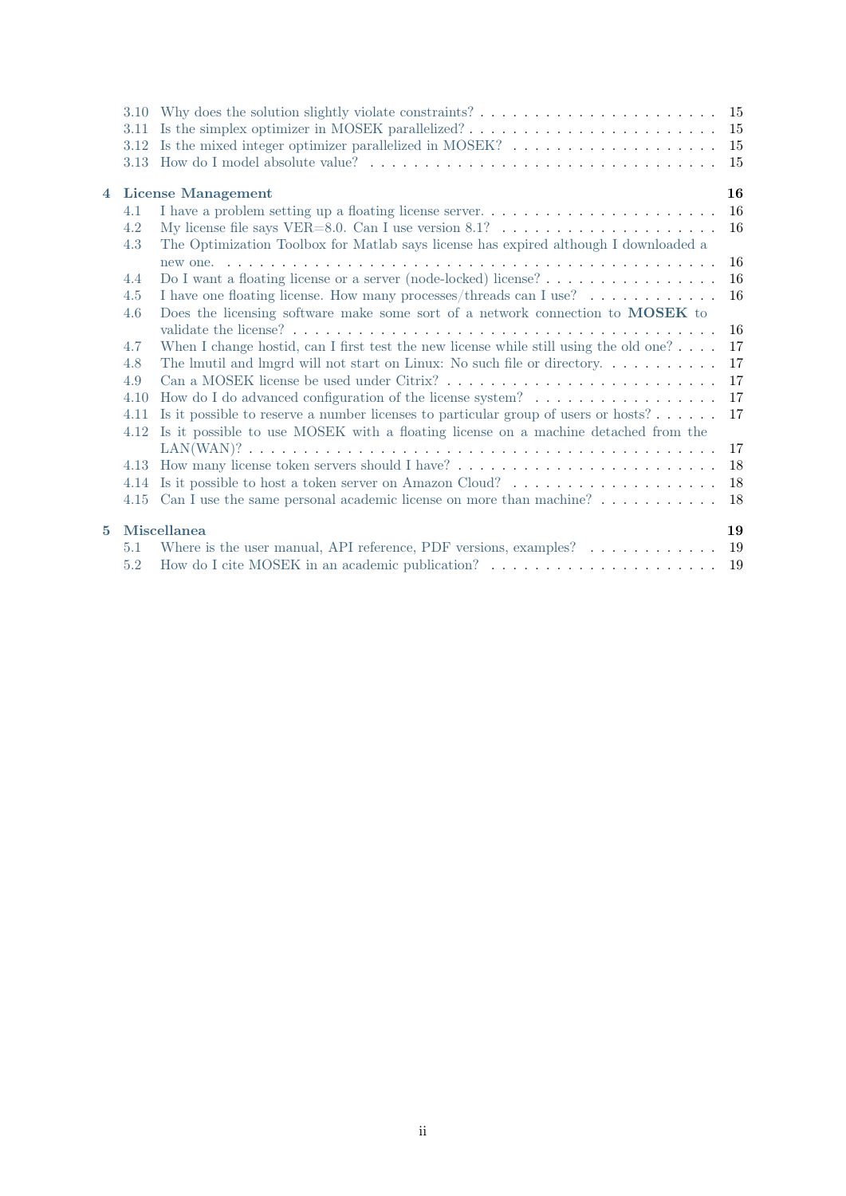- 3.10 Why does the solution slightly violate constraints? . . . 15
- 3.11 Is the simplex optimizer in MOSEK parallelized? . . . 15
- 3.12 Is the mixed integer optimizer parallelized in MOSEK? . . . 15
- 3.13 How do I model absolute value? . . . 15

**4 License Management** **16**

- 4.1 I have a problem setting up a floating license server. . . . 16
- 4.2 My license file says VER=8.0. Can I use version 8.1? . . . 16
- 4.3 The Optimization Toolbox for Matlab says license has expired although I downloaded a new one. . . . 16
- 4.4 Do I want a floating license or a server (node-locked) license? . . . 16
- 4.5 I have one floating license. How many processes/threads can I use? . . . 16
- 4.6 Does the licensing software make some sort of a network connection to **MOSEK** to validate the license? . . . 16
- 4.7 When I change hostid, can I first test the new license while still using the old one? . . . 17
- 4.8 The lmutil and lmgrd will not start on Linux: No such file or directory. . . . 17
- 4.9 Can a MOSEK license be used under Citrix? . . . 17
- 4.10 How do I do advanced configuration of the license system? . . . 17
- 4.11 Is it possible to reserve a number licenses to particular group of users or hosts? . . . 17
- 4.12 Is it possible to use MOSEK with a floating license on a machine detached from the LAN(WAN)? . . . 17
- 4.13 How many license token servers should I have? . . . 18
- 4.14 Is it possible to host a token server on Amazon Cloud? . . . 18
- 4.15 Can I use the same personal academic license on more than machine? . . . 18

**5 Miscellanea** **19**

- 5.1 Where is the user manual, API reference, PDF versions, examples? . . . 19
- 5.2 How do I cite MOSEK in an academic publication? . . . 19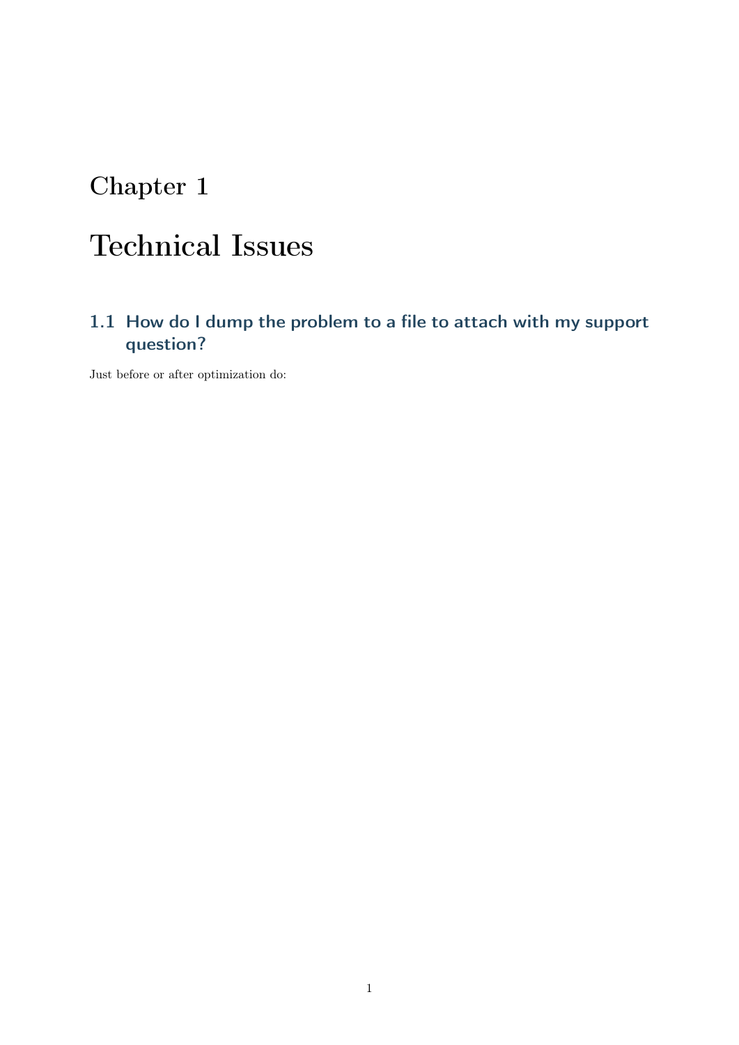# Chapter 1

# Technical Issues

## 1.1 How do I dump the problem to a file to attach with my support question?

Just before or after optimization do: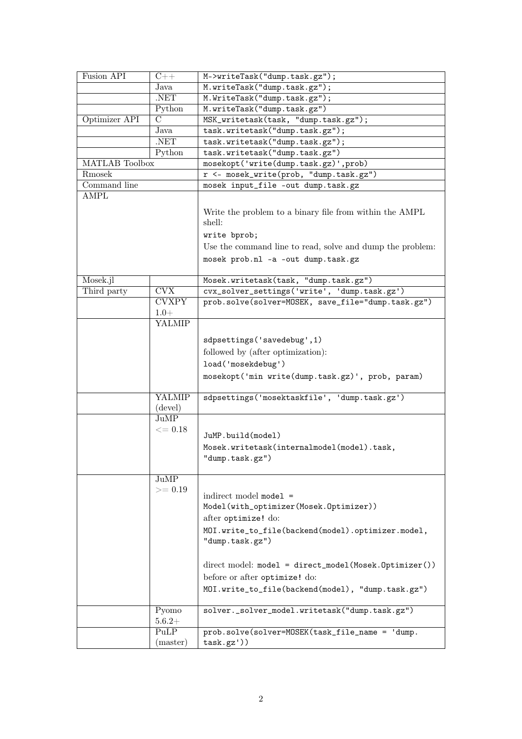| | | |
|---|---|---|
| Fusion API | C++ | `M->writeTask("dump.task.gz");` |
| | Java | `M.writeTask("dump.task.gz");` |
| | .NET | `M.WriteTask("dump.task.gz");` |
| | Python | `M.writeTask("dump.task.gz")` |
| Optimizer API | C | `MSK_writetask(task, "dump.task.gz");` |
| | Java | `task.writetask("dump.task.gz");` |
| | .NET | `task.writetask("dump.task.gz");` |
| | Python | `task.writetask("dump.task.gz")` |
| MATLAB Toolbox | | `mosekopt('write(dump.task.gz)',prob)` |
| Rmosek | | `r <- mosek_write(prob, "dump.task.gz")` |
| Command line | | `mosek input_file -out dump.task.gz` |
| AMPL | | Write the problem to a binary file from within the AMPL shell: `write bprob;` Use the command line to read, solve and dump the problem: `mosek prob.nl -a -out dump.task.gz` |
| Mosek.jl | | `Mosek.writetask(task, "dump.task.gz")` |
| Third party | CVX | `cvx_solver_settings('write', 'dump.task.gz')` |
| | CVXPY 1.0+ | `prob.solve(solver=MOSEK, save_file="dump.task.gz")` |
| | YALMIP | `sdpsettings('savedebug',1)` followed by (after optimization): `load('mosekdebug')` `mosekopt('min write(dump.task.gz)', prob, param)` |
| | YALMIP (devel) | `sdpsettings('mosektaskfile', 'dump.task.gz')` |
| | JuMP <= 0.18 | `JuMP.build(model)` `Mosek.writetask(internalmodel(model).task, "dump.task.gz")` |
| | JuMP >= 0.19 | indirect model `model = Model(with_optimizer(Mosek.Optimizer))` after `optimize!` do: `MOI.write_to_file(backend(model).optimizer.model, "dump.task.gz")` direct model: `model = direct_model(Mosek.Optimizer())` before or after `optimize!` do: `MOI.write_to_file(backend(model), "dump.task.gz")` |
| | Pyomo 5.6.2+ | `solver._solver_model.writetask("dump.task.gz")` |
| | PuLP (master) | `prob.solve(solver=MOSEK(task_file_name = 'dump.task.gz'))` |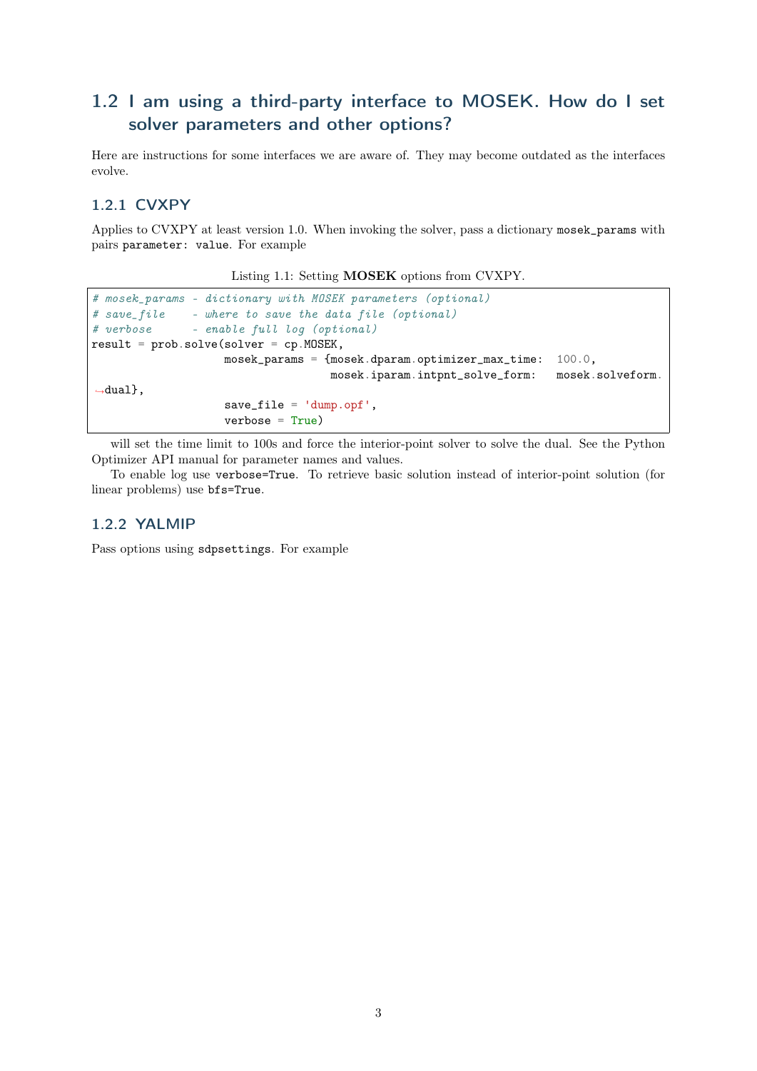## 1.2 I am using a third-party interface to MOSEK. How do I set solver parameters and other options?

Here are instructions for some interfaces we are aware of. They may become outdated as the interfaces evolve.

### 1.2.1 CVXPY

Applies to CVXPY at least version 1.0. When invoking the solver, pass a dictionary `mosek_params` with pairs `parameter: value`. For example

Listing 1.1: Setting **MOSEK** options from CVXPY.

```
# mosek_params - dictionary with MOSEK parameters (optional)
# save_file    - where to save the data file (optional)
# verbose      - enable full log (optional)
result = prob.solve(solver = cp.MOSEK,
                    mosek_params = {mosek.dparam.optimizer_max_time:  100.0,
                                    mosek.iparam.intpnt_solve_form:   mosek.solveform.dual},
                    save_file = 'dump.opf',
                    verbose = True)
```

will set the time limit to 100s and force the interior-point solver to solve the dual. See the Python Optimizer API manual for parameter names and values.

To enable log use `verbose=True`. To retrieve basic solution instead of interior-point solution (for linear problems) use `bfs=True`.

### 1.2.2 YALMIP

Pass options using `sdpsettings`. For example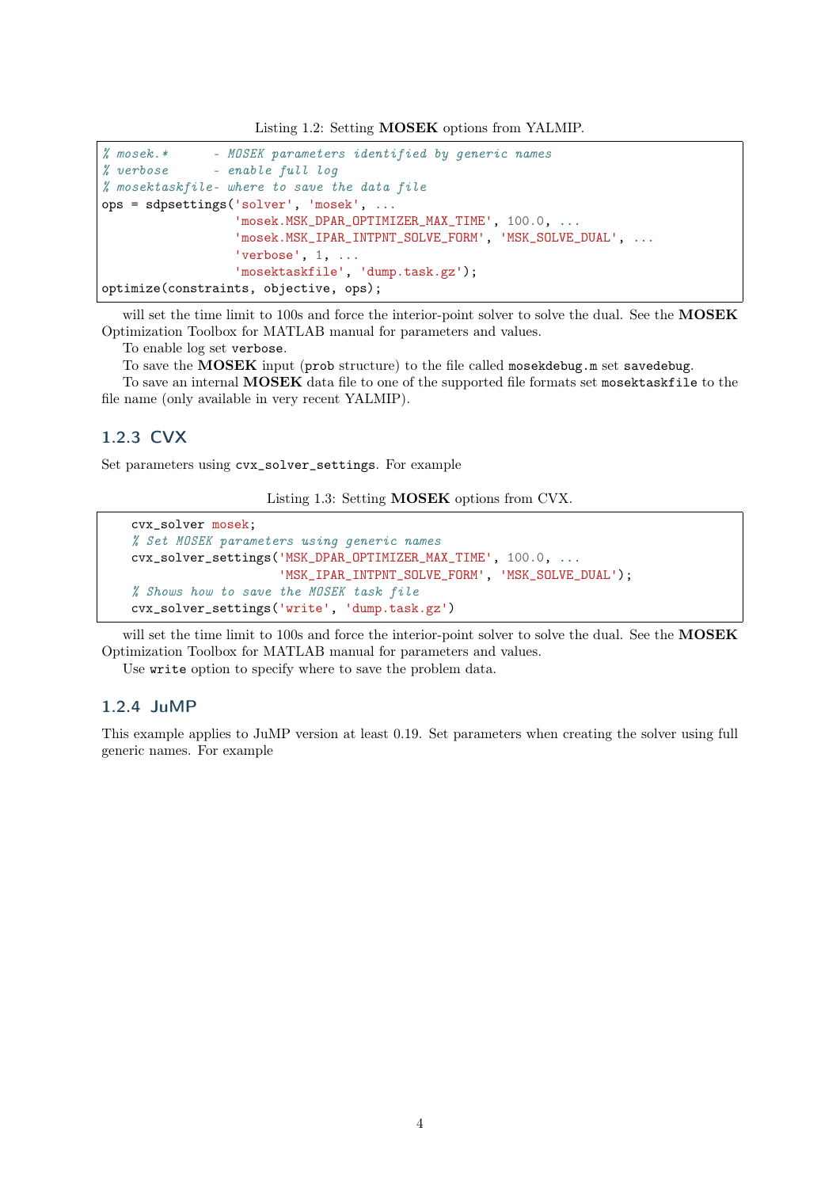Listing 1.2: Setting **MOSEK** options from YALMIP.

```
% mosek.*      - MOSEK parameters identified by generic names
% verbose      - enable full log
% mosektaskfile- where to save the data file
ops = sdpsettings('solver', 'mosek', ...
                  'mosek.MSK_DPAR_OPTIMIZER_MAX_TIME', 100.0, ...
                  'mosek.MSK_IPAR_INTPNT_SOLVE_FORM', 'MSK_SOLVE_DUAL', ...
                  'verbose', 1, ...
                  'mosektaskfile', 'dump.task.gz');
optimize(constraints, objective, ops);
```

will set the time limit to 100s and force the interior-point solver to solve the dual. See the **MOSEK** Optimization Toolbox for MATLAB manual for parameters and values.

To enable log set `verbose`.

To save the **MOSEK** input (`prob` structure) to the file called `mosekdebug.m` set `savedebug`.

To save an internal **MOSEK** data file to one of the supported file formats set `mosektaskfile` to the file name (only available in very recent YALMIP).

### 1.2.3 CVX

Set parameters using `cvx_solver_settings`. For example

Listing 1.3: Setting **MOSEK** options from CVX.

```
    cvx_solver mosek;
    % Set MOSEK parameters using generic names
    cvx_solver_settings('MSK_DPAR_OPTIMIZER_MAX_TIME', 100.0, ...
                        'MSK_IPAR_INTPNT_SOLVE_FORM', 'MSK_SOLVE_DUAL');
    % Shows how to save the MOSEK task file
    cvx_solver_settings('write', 'dump.task.gz')
```

will set the time limit to 100s and force the interior-point solver to solve the dual. See the **MOSEK** Optimization Toolbox for MATLAB manual for parameters and values.

Use `write` option to specify where to save the problem data.

### 1.2.4 JuMP

This example applies to JuMP version at least 0.19. Set parameters when creating the solver using full generic names. For example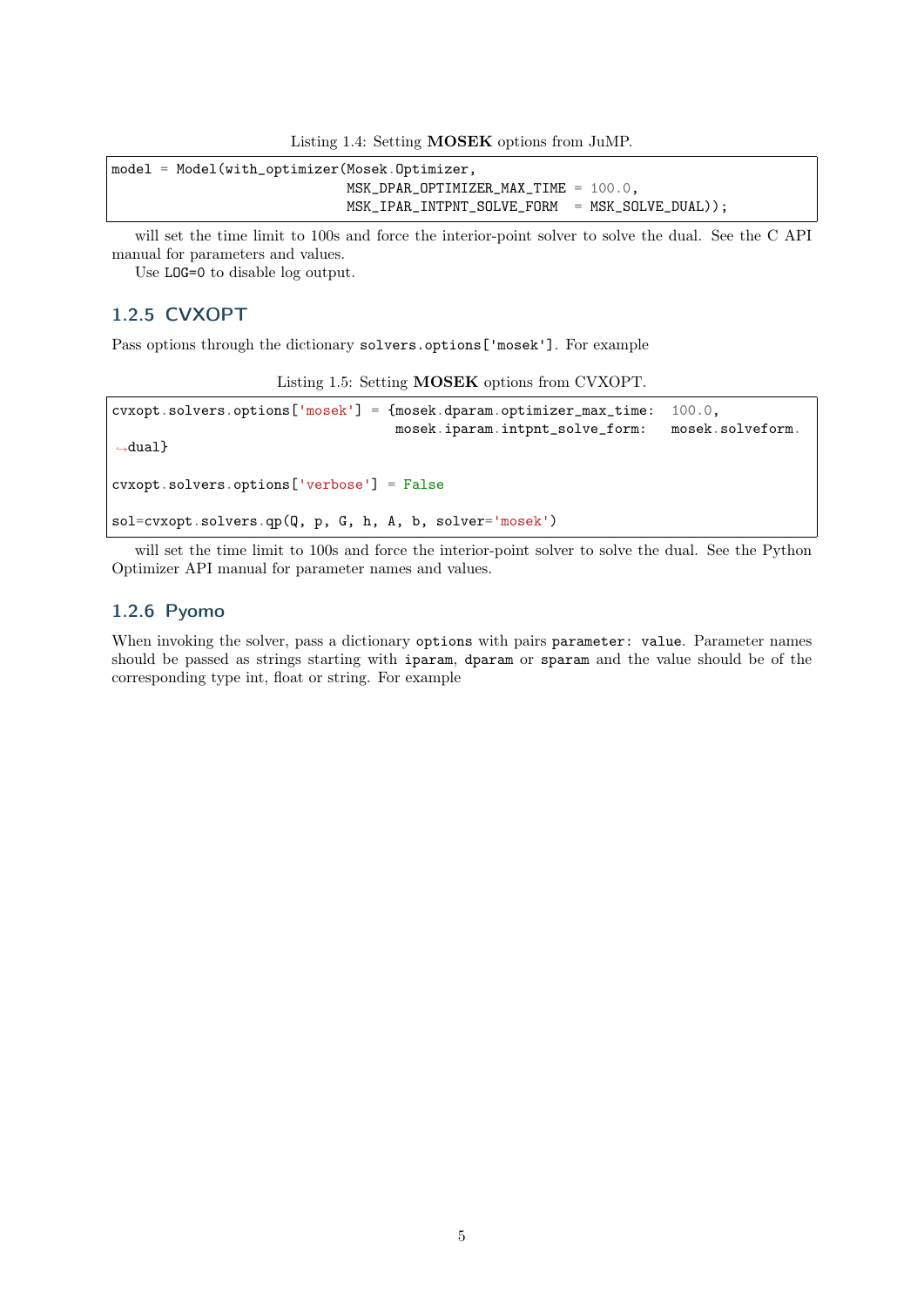Listing 1.4: Setting **MOSEK** options from JuMP.

```
model = Model(with_optimizer(Mosek.Optimizer,
                             MSK_DPAR_OPTIMIZER_MAX_TIME = 100.0,
                             MSK_IPAR_INTPNT_SOLVE_FORM  = MSK_SOLVE_DUAL));
```

will set the time limit to 100s and force the interior-point solver to solve the dual. See the C API manual for parameters and values.

Use `LOG=0` to disable log output.

### 1.2.5 CVXOPT

Pass options through the dictionary `solvers.options['mosek']`. For example

Listing 1.5: Setting **MOSEK** options from CVXOPT.

```
cvxopt.solvers.options['mosek'] = {mosek.dparam.optimizer_max_time:  100.0,
                                   mosek.iparam.intpnt_solve_form:   mosek.solveform.
↪dual}

cvxopt.solvers.options['verbose'] = False

sol=cvxopt.solvers.qp(Q, p, G, h, A, b, solver='mosek')
```

will set the time limit to 100s and force the interior-point solver to solve the dual. See the Python Optimizer API manual for parameter names and values.

### 1.2.6 Pyomo

When invoking the solver, pass a dictionary `options` with pairs `parameter: value`. Parameter names should be passed as strings starting with `iparam`, `dparam` or `sparam` and the value should be of the corresponding type int, float or string. For example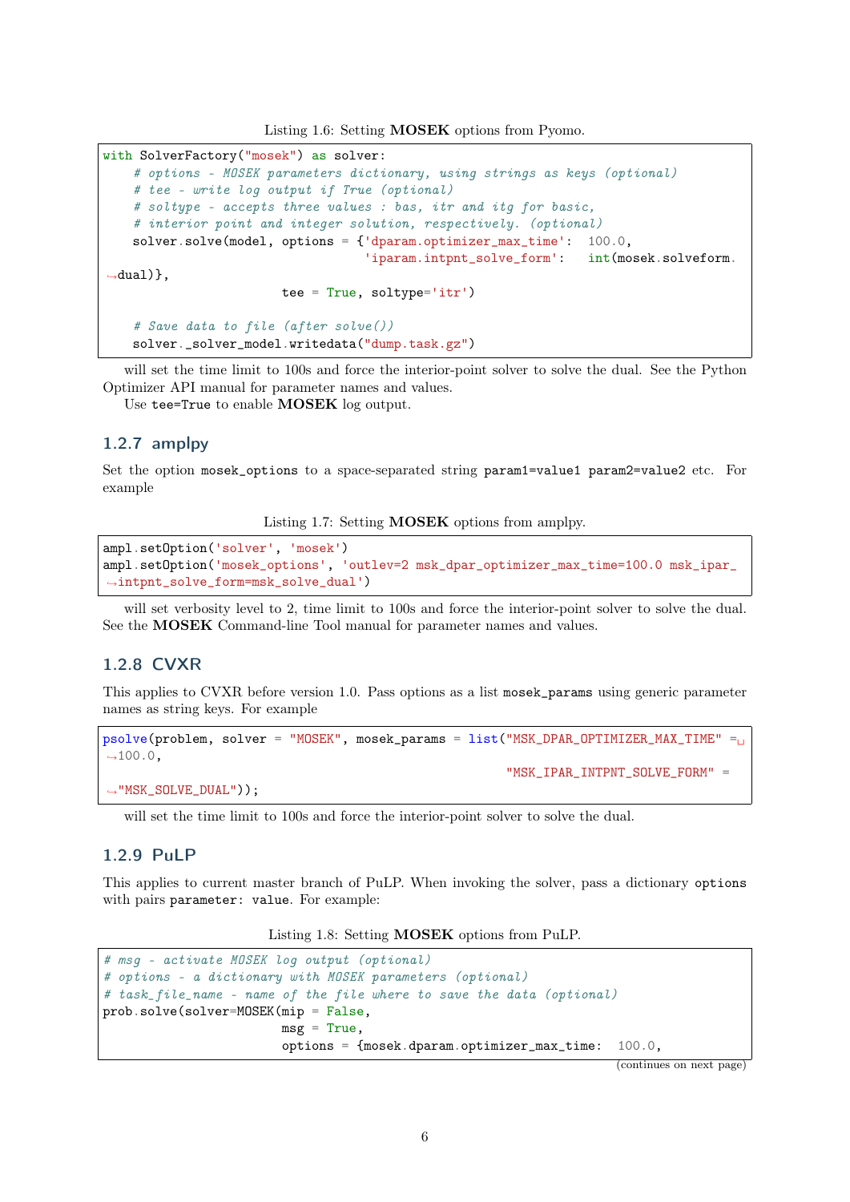Listing 1.6: Setting **MOSEK** options from Pyomo.

```
with SolverFactory("mosek") as solver:
    # options - MOSEK parameters dictionary, using strings as keys (optional)
    # tee - write log output if True (optional)
    # soltype - accepts three values : bas, itr and itg for basic,
    # interior point and integer solution, respectively. (optional)
    solver.solve(model, options = {'dparam.optimizer_max_time':  100.0,
                                   'iparam.intpnt_solve_form':   int(mosek.solveform.dual)},
                 tee = True, soltype='itr')

    # Save data to file (after solve())
    solver._solver_model.writedata("dump.task.gz")
```

will set the time limit to 100s and force the interior-point solver to solve the dual. See the Python Optimizer API manual for parameter names and values.

Use tee=True to enable **MOSEK** log output.

### 1.2.7 amplpy

Set the option mosek_options to a space-separated string param1=value1 param2=value2 etc. For example

Listing 1.7: Setting **MOSEK** options from amplpy.

```
ampl.setOption('solver', 'mosek')
ampl.setOption('mosek_options', 'outlev=2 msk_dpar_optimizer_max_time=100.0 msk_ipar_intpnt_solve_form=msk_solve_dual')
```

will set verbosity level to 2, time limit to 100s and force the interior-point solver to solve the dual. See the **MOSEK** Command-line Tool manual for parameter names and values.

### 1.2.8 CVXR

This applies to CVXR before version 1.0. Pass options as a list mosek_params using generic parameter names as string keys. For example

```
psolve(problem, solver = "MOSEK", mosek_params = list("MSK_DPAR_OPTIMIZER_MAX_TIME" = 100.0,
                                                      "MSK_IPAR_INTPNT_SOLVE_FORM" = "MSK_SOLVE_DUAL"));
```

will set the time limit to 100s and force the interior-point solver to solve the dual.

### 1.2.9 PuLP

This applies to current master branch of PuLP. When invoking the solver, pass a dictionary options with pairs parameter: value. For example:

Listing 1.8: Setting **MOSEK** options from PuLP.

```
# msg - activate MOSEK log output (optional)
# options - a dictionary with MOSEK parameters (optional)
# task_file_name - name of the file where to save the data (optional)
prob.solve(solver=MOSEK(mip = False,
                        msg = True,
                        options = {mosek.dparam.optimizer_max_time:  100.0,
```

(continues on next page)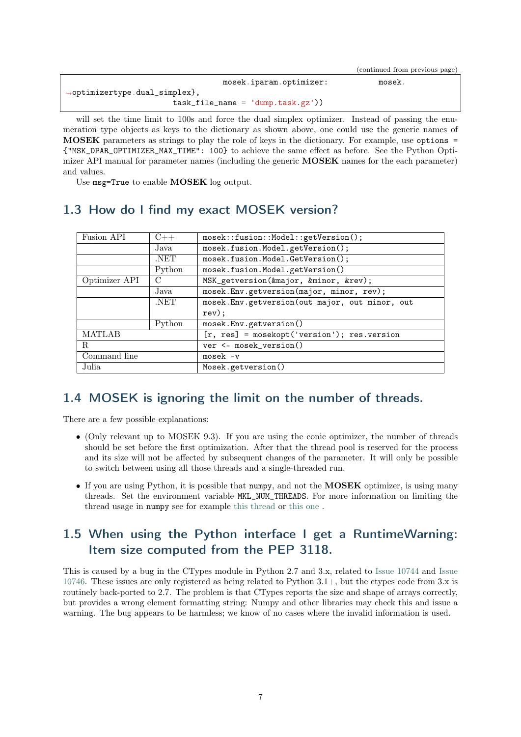```
                                    mosek.iparam.optimizer:          mosek.
→optimizertype.dual_simplex},
                        task_file_name = 'dump.task.gz'))
```

will set the time limit to 100s and force the dual simplex optimizer. Instead of passing the enumeration type objects as keys to the dictionary as shown above, one could use the generic names of **MOSEK** parameters as strings to play the role of keys in the dictionary. For example, use `options = {"MSK_DPAR_OPTIMIZER_MAX_TIME": 100}` to achieve the same effect as before. See the Python Optimizer API manual for parameter names (including the generic **MOSEK** names for the each parameter) and values.

Use `msg=True` to enable **MOSEK** log output.

## 1.3 How do I find my exact MOSEK version?

| | | |
|---|---|---|
| Fusion API | C++ | `mosek::fusion::Model::getVersion();` |
| | Java | `mosek.fusion.Model.getVersion();` |
| | .NET | `mosek.fusion.Model.GetVersion();` |
| | Python | `mosek.fusion.Model.getVersion()` |
| Optimizer API | C | `MSK_getversion(&major, &minor, &rev);` |
| | Java | `mosek.Env.getversion(major, minor, rev);` |
| | .NET | `mosek.Env.getversion(out major, out minor, out rev);` |
| | Python | `mosek.Env.getversion()` |
| MATLAB | | `[r, res] = mosekopt('version'); res.version` |
| R | | `ver <- mosek_version()` |
| Command line | | `mosek -v` |
| Julia | | `Mosek.getversion()` |

## 1.4 MOSEK is ignoring the limit on the number of threads.

There are a few possible explanations:

- (Only relevant up to MOSEK 9.3). If you are using the conic optimizer, the number of threads should be set before the first optimization. After that the thread pool is reserved for the process and its size will not be affected by subsequent changes of the parameter. It will only be possible to switch between using all those threads and a single-threaded run.
- If you are using Python, it is possible that `numpy`, and not the **MOSEK** optimizer, is using many threads. Set the environment variable `MKL_NUM_THREADS`. For more information on limiting the thread usage in `numpy` see for example this thread or this one .

## 1.5 When using the Python interface I get a RuntimeWarning: Item size computed from the PEP 3118.

This is caused by a bug in the CTypes module in Python 2.7 and 3.x, related to Issue 10744 and Issue 10746. These issues are only registered as being related to Python 3.1+, but the ctypes code from 3.x is routinely back-ported to 2.7. The problem is that CTypes reports the size and shape of arrays correctly, but provides a wrong element formatting string: Numpy and other libraries may check this and issue a warning. The bug appears to be harmless; we know of no cases where the invalid information is used.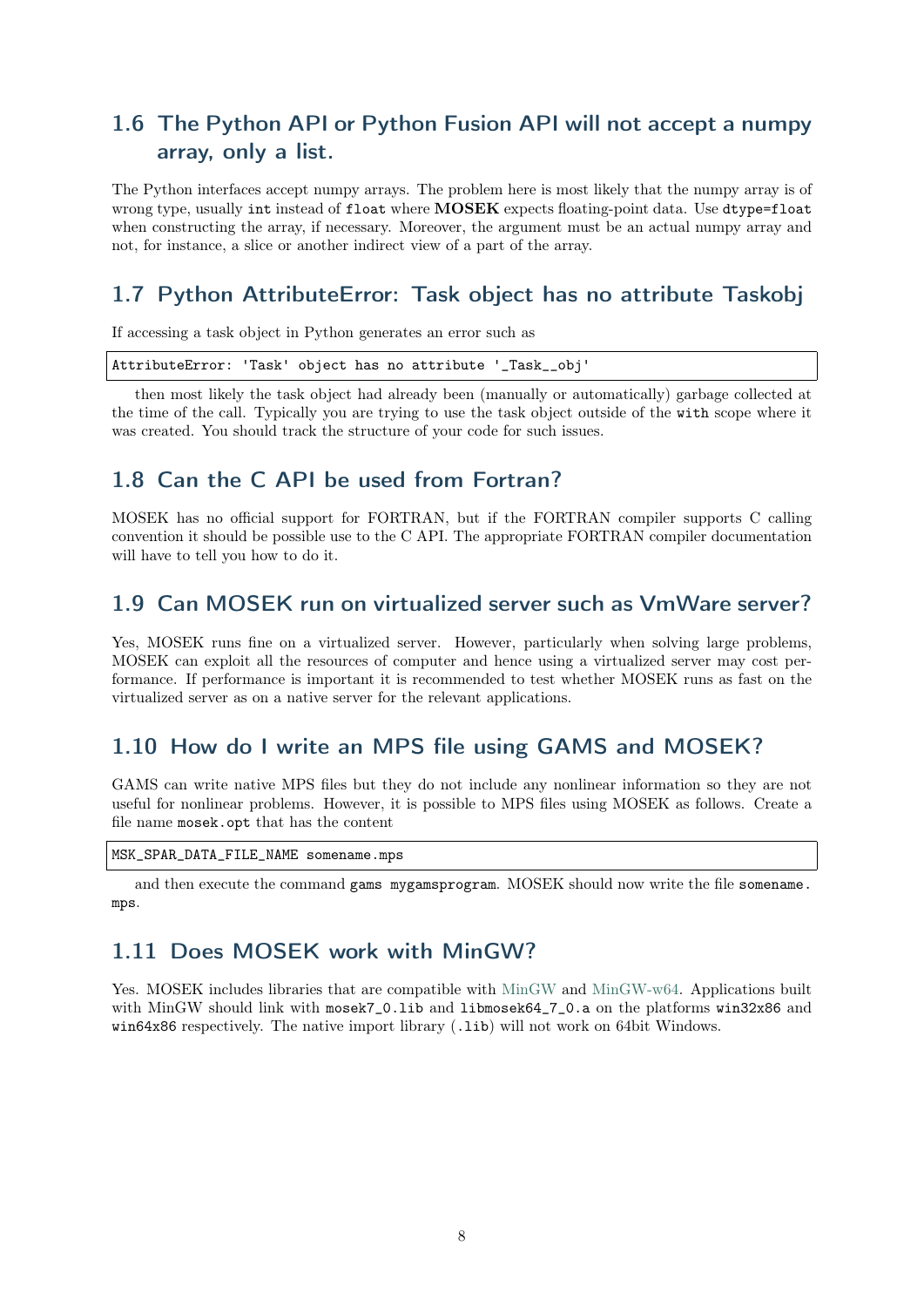## 1.6 The Python API or Python Fusion API will not accept a numpy array, only a list.

The Python interfaces accept numpy arrays. The problem here is most likely that the numpy array is of wrong type, usually `int` instead of `float` where **MOSEK** expects floating-point data. Use `dtype=float` when constructing the array, if necessary. Moreover, the argument must be an actual numpy array and not, for instance, a slice or another indirect view of a part of the array.

## 1.7 Python AttributeError: Task object has no attribute Taskobj

If accessing a task object in Python generates an error such as

```
AttributeError: 'Task' object has no attribute '_Task__obj'
```

then most likely the task object had already been (manually or automatically) garbage collected at the time of the call. Typically you are trying to use the task object outside of the `with` scope where it was created. You should track the structure of your code for such issues.

## 1.8 Can the C API be used from Fortran?

MOSEK has no official support for FORTRAN, but if the FORTRAN compiler supports C calling convention it should be possible use to the C API. The appropriate FORTRAN compiler documentation will have to tell you how to do it.

## 1.9 Can MOSEK run on virtualized server such as VmWare server?

Yes, MOSEK runs fine on a virtualized server. However, particularly when solving large problems, MOSEK can exploit all the resources of computer and hence using a virtualized server may cost performance. If performance is important it is recommended to test whether MOSEK runs as fast on the virtualized server as on a native server for the relevant applications.

## 1.10 How do I write an MPS file using GAMS and MOSEK?

GAMS can write native MPS files but they do not include any nonlinear information so they are not useful for nonlinear problems. However, it is possible to MPS files using MOSEK as follows. Create a file name `mosek.opt` that has the content

```
MSK_SPAR_DATA_FILE_NAME somename.mps
```

and then execute the command `gams mygamsprogram`. MOSEK should now write the file `somename.mps`.

## 1.11 Does MOSEK work with MinGW?

Yes. MOSEK includes libraries that are compatible with MinGW and MinGW-w64. Applications built with MinGW should link with `mosek7_0.lib` and `libmosek64_7_0.a` on the platforms `win32x86` and `win64x86` respectively. The native import library (`.lib`) will not work on 64bit Windows.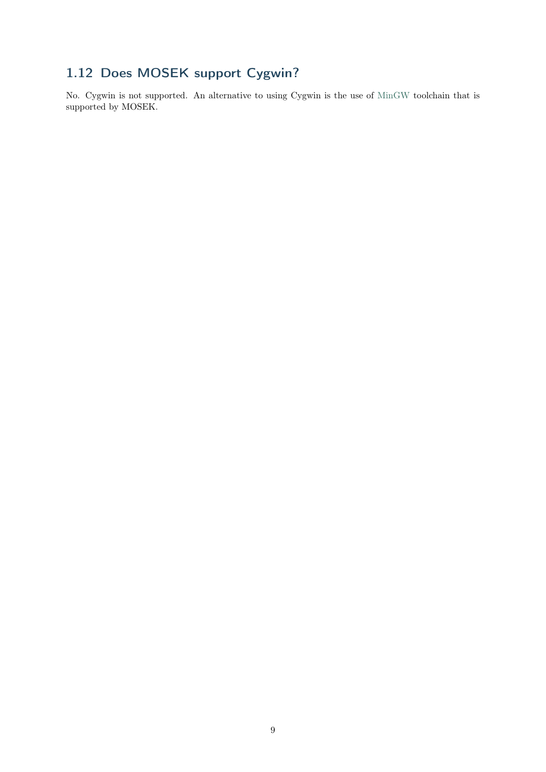## 1.12 Does MOSEK support Cygwin?

No. Cygwin is not supported. An alternative to using Cygwin is the use of MinGW toolchain that is supported by MOSEK.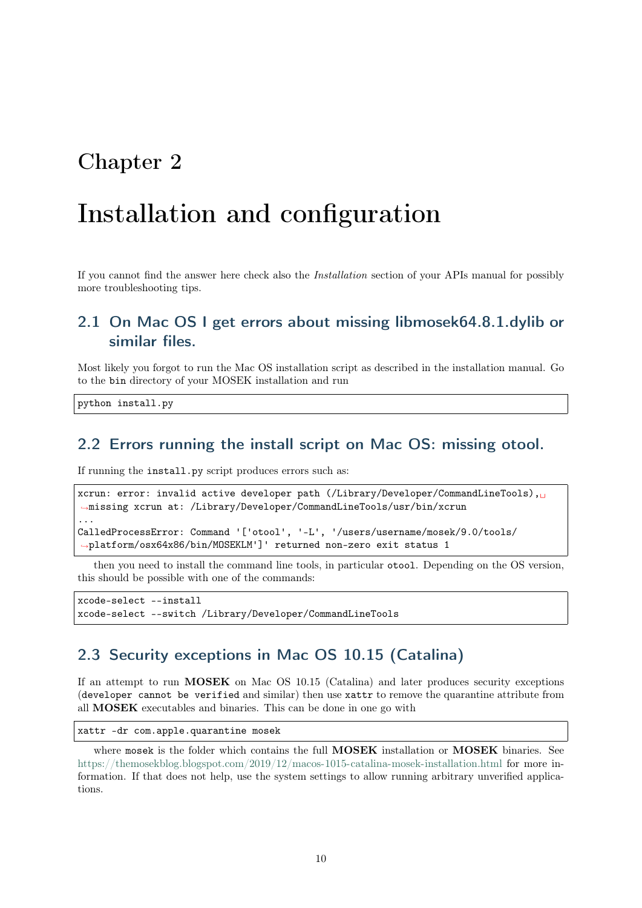# Chapter 2

# Installation and configuration

If you cannot find the answer here check also the *Installation* section of your APIs manual for possibly more troubleshooting tips.

## 2.1 On Mac OS I get errors about missing libmosek64.8.1.dylib or similar files.

Most likely you forgot to run the Mac OS installation script as described in the installation manual. Go to the `bin` directory of your MOSEK installation and run

```
python install.py
```

## 2.2 Errors running the install script on Mac OS: missing otool.

If running the `install.py` script produces errors such as:

```
xcrun: error: invalid active developer path (/Library/Developer/CommandLineTools),␣
↪missing xcrun at: /Library/Developer/CommandLineTools/usr/bin/xcrun
...
CalledProcessError: Command '['otool', '-L', '/users/username/mosek/9.0/tools/
↪platform/osx64x86/bin/MOSEKLM']' returned non-zero exit status 1
```

then you need to install the command line tools, in particular `otool`. Depending on the OS version, this should be possible with one of the commands:

```
xcode-select --install
xcode-select --switch /Library/Developer/CommandLineTools
```

## 2.3 Security exceptions in Mac OS 10.15 (Catalina)

If an attempt to run **MOSEK** on Mac OS 10.15 (Catalina) and later produces security exceptions (`developer cannot be verified` and similar) then use `xattr` to remove the quarantine attribute from all **MOSEK** executables and binaries. This can be done in one go with

```
xattr -dr com.apple.quarantine mosek
```

where `mosek` is the folder which contains the full **MOSEK** installation or **MOSEK** binaries. See https://themosekblog.blogspot.com/2019/12/macos-1015-catalina-mosek-installation.html for more information. If that does not help, use the system settings to allow running arbitrary unverified applications.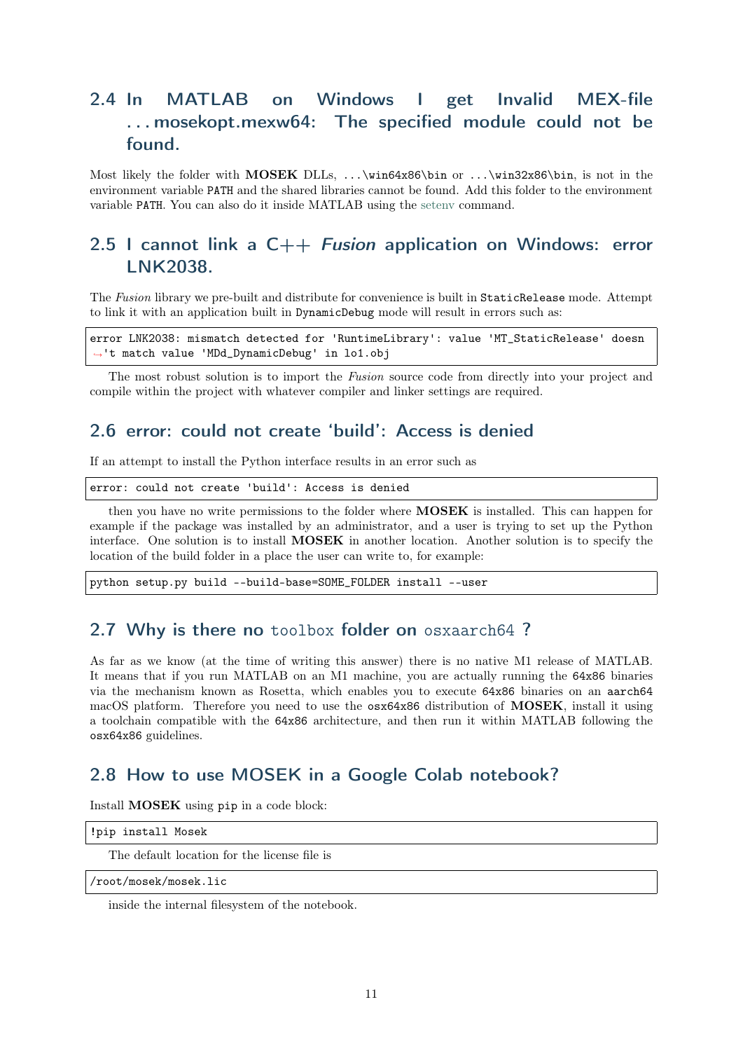## 2.4 In MATLAB on Windows I get Invalid MEX-file ...mosekopt.mexw64: The specified module could not be found.

Most likely the folder with **MOSEK** DLLs, `...\win64x86\bin` or `...\win32x86\bin`, is not in the environment variable `PATH` and the shared libraries cannot be found. Add this folder to the environment variable `PATH`. You can also do it inside MATLAB using the setenv command.

## 2.5 I cannot link a C++ *Fusion* application on Windows: error LNK2038.

The *Fusion* library we pre-built and distribute for convenience is built in `StaticRelease` mode. Attempt to link it with an application built in `DynamicDebug` mode will result in errors such as:

```
error LNK2038: mismatch detected for 'RuntimeLibrary': value 'MT_StaticRelease' doesn
↪'t match value 'MDd_DynamicDebug' in lo1.obj
```

The most robust solution is to import the *Fusion* source code from directly into your project and compile within the project with whatever compiler and linker settings are required.

## 2.6 error: could not create 'build': Access is denied

If an attempt to install the Python interface results in an error such as

```
error: could not create 'build': Access is denied
```

then you have no write permissions to the folder where **MOSEK** is installed. This can happen for example if the package was installed by an administrator, and a user is trying to set up the Python interface. One solution is to install **MOSEK** in another location. Another solution is to specify the location of the build folder in a place the user can write to, for example:

```
python setup.py build --build-base=SOME_FOLDER install --user
```

## 2.7 Why is there no `toolbox` folder on `osxaarch64` ?

As far as we know (at the time of writing this answer) there is no native M1 release of MATLAB. It means that if you run MATLAB on an M1 machine, you are actually running the `64x86` binaries via the mechanism known as Rosetta, which enables you to execute `64x86` binaries on an `aarch64` macOS platform. Therefore you need to use the `osx64x86` distribution of **MOSEK**, install it using a toolchain compatible with the `64x86` architecture, and then run it within MATLAB following the `osx64x86` guidelines.

## 2.8 How to use MOSEK in a Google Colab notebook?

Install **MOSEK** using `pip` in a code block:

```
!pip install Mosek
```

The default location for the license file is

```
/root/mosek/mosek.lic
```

inside the internal filesystem of the notebook.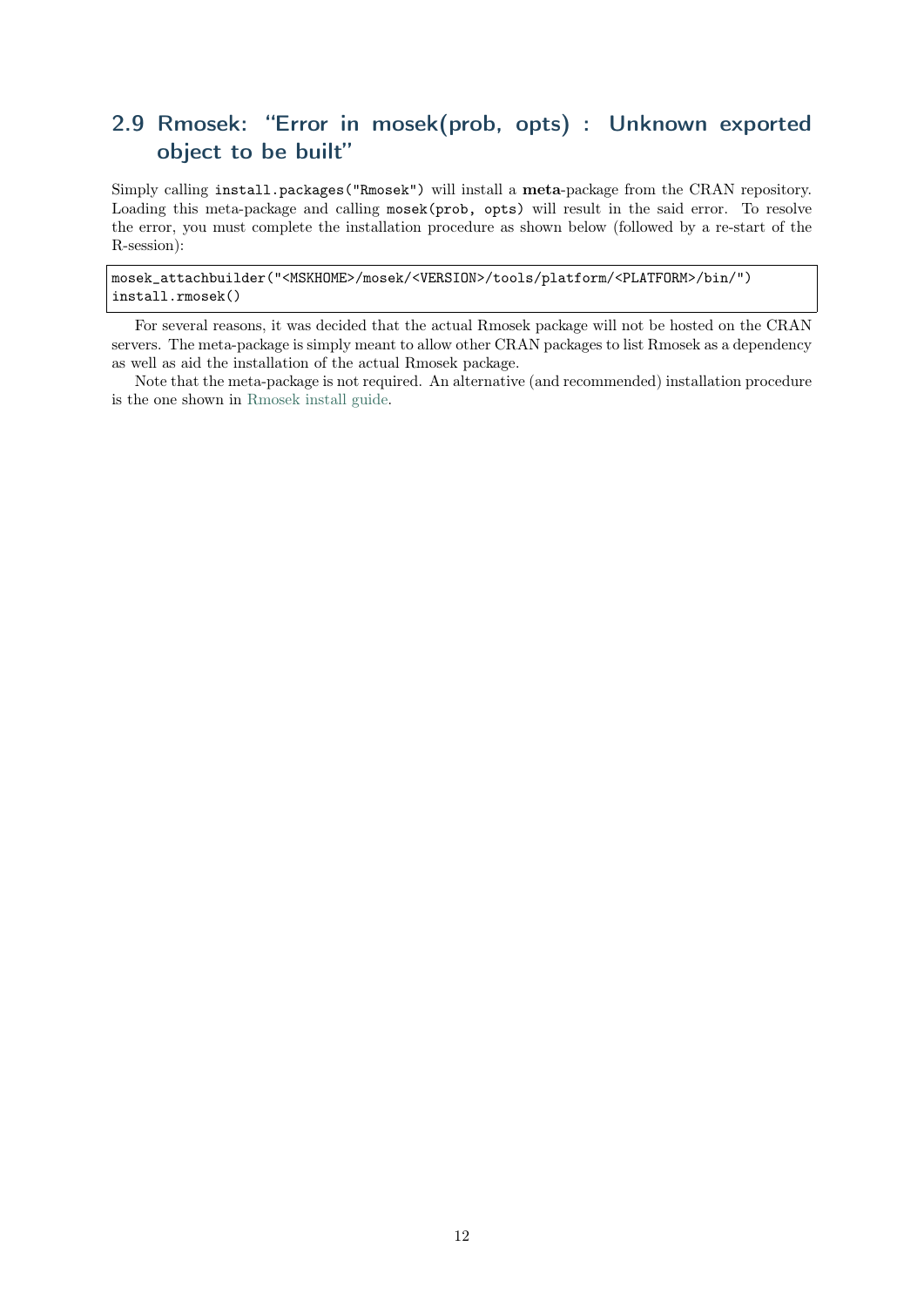## 2.9 Rmosek: "Error in mosek(prob, opts) : Unknown exported object to be built"

Simply calling `install.packages("Rmosek")` will install a **meta**-package from the CRAN repository. Loading this meta-package and calling `mosek(prob, opts)` will result in the said error. To resolve the error, you must complete the installation procedure as shown below (followed by a re-start of the R-session):

```
mosek_attachbuilder("<MSKHOME>/mosek/<VERSION>/tools/platform/<PLATFORM>/bin/")
install.rmosek()
```

For several reasons, it was decided that the actual Rmosek package will not be hosted on the CRAN servers. The meta-package is simply meant to allow other CRAN packages to list Rmosek as a dependency as well as aid the installation of the actual Rmosek package.

Note that the meta-package is not required. An alternative (and recommended) installation procedure is the one shown in Rmosek install guide.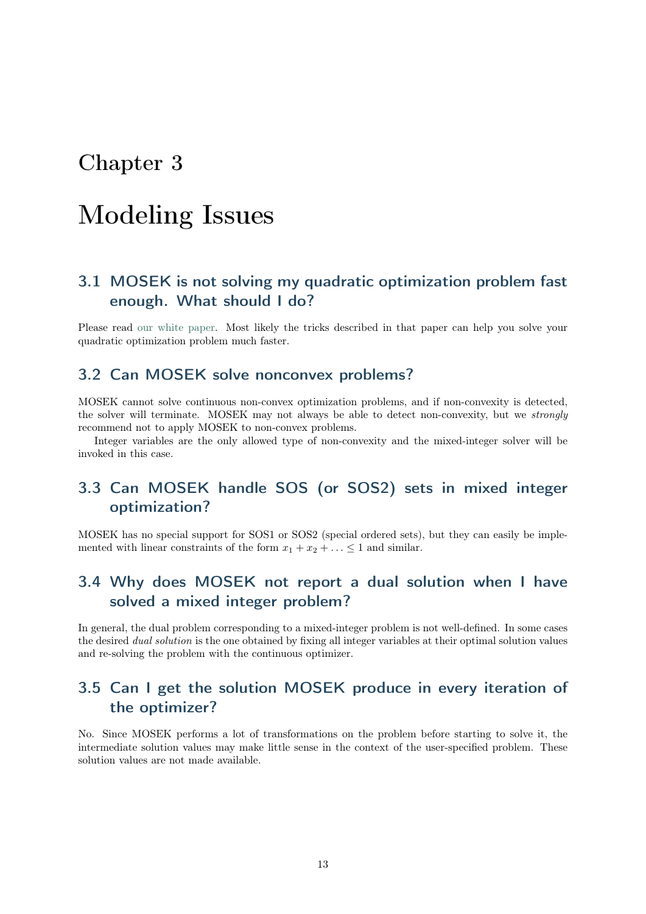# Chapter 3

# Modeling Issues

## 3.1 MOSEK is not solving my quadratic optimization problem fast enough. What should I do?

Please read our white paper. Most likely the tricks described in that paper can help you solve your quadratic optimization problem much faster.

## 3.2 Can MOSEK solve nonconvex problems?

MOSEK cannot solve continuous non-convex optimization problems, and if non-convexity is detected, the solver will terminate. MOSEK may not always be able to detect non-convexity, but we *strongly* recommend not to apply MOSEK to non-convex problems.

Integer variables are the only allowed type of non-convexity and the mixed-integer solver will be invoked in this case.

## 3.3 Can MOSEK handle SOS (or SOS2) sets in mixed integer optimization?

MOSEK has no special support for SOS1 or SOS2 (special ordered sets), but they can easily be implemented with linear constraints of the form $x_1 + x_2 + \ldots \leq 1$ and similar.

## 3.4 Why does MOSEK not report a dual solution when I have solved a mixed integer problem?

In general, the dual problem corresponding to a mixed-integer problem is not well-defined. In some cases the desired *dual solution* is the one obtained by fixing all integer variables at their optimal solution values and re-solving the problem with the continuous optimizer.

## 3.5 Can I get the solution MOSEK produce in every iteration of the optimizer?

No. Since MOSEK performs a lot of transformations on the problem before starting to solve it, the intermediate solution values may make little sense in the context of the user-specified problem. These solution values are not made available.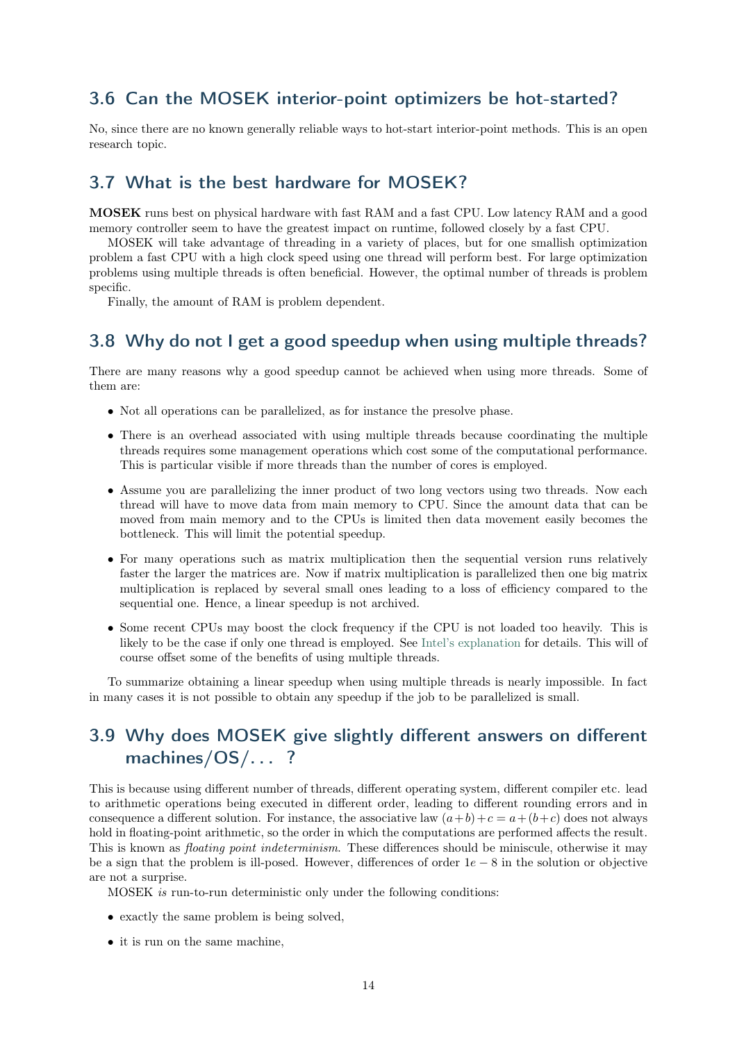## 3.6 Can the MOSEK interior-point optimizers be hot-started?

No, since there are no known generally reliable ways to hot-start interior-point methods. This is an open research topic.

## 3.7 What is the best hardware for MOSEK?

**MOSEK** runs best on physical hardware with fast RAM and a fast CPU. Low latency RAM and a good memory controller seem to have the greatest impact on runtime, followed closely by a fast CPU.

MOSEK will take advantage of threading in a variety of places, but for one smallish optimization problem a fast CPU with a high clock speed using one thread will perform best. For large optimization problems using multiple threads is often beneficial. However, the optimal number of threads is problem specific.

Finally, the amount of RAM is problem dependent.

## 3.8 Why do not I get a good speedup when using multiple threads?

There are many reasons why a good speedup cannot be achieved when using more threads. Some of them are:

- Not all operations can be parallelized, as for instance the presolve phase.
- There is an overhead associated with using multiple threads because coordinating the multiple threads requires some management operations which cost some of the computational performance. This is particular visible if more threads than the number of cores is employed.
- Assume you are parallelizing the inner product of two long vectors using two threads. Now each thread will have to move data from main memory to CPU. Since the amount data that can be moved from main memory and to the CPUs is limited then data movement easily becomes the bottleneck. This will limit the potential speedup.
- For many operations such as matrix multiplication then the sequential version runs relatively faster the larger the matrices are. Now if matrix multiplication is parallelized then one big matrix multiplication is replaced by several small ones leading to a loss of efficiency compared to the sequential one. Hence, a linear speedup is not archived.
- Some recent CPUs may boost the clock frequency if the CPU is not loaded too heavily. This is likely to be the case if only one thread is employed. See Intel's explanation for details. This will of course offset some of the benefits of using multiple threads.

To summarize obtaining a linear speedup when using multiple threads is nearly impossible. In fact in many cases it is not possible to obtain any speedup if the job to be parallelized is small.

## 3.9 Why does MOSEK give slightly different answers on different machines/OS/. . . ?

This is because using different number of threads, different operating system, different compiler etc. lead to arithmetic operations being executed in different order, leading to different rounding errors and in consequence a different solution. For instance, the associative law $(a+b)+c = a+(b+c)$ does not always hold in floating-point arithmetic, so the order in which the computations are performed affects the result. This is known as *floating point indeterminism*. These differences should be miniscule, otherwise it may be a sign that the problem is ill-posed. However, differences of order $1e-8$ in the solution or objective are not a surprise.

MOSEK *is* run-to-run deterministic only under the following conditions:

- exactly the same problem is being solved,
- it is run on the same machine,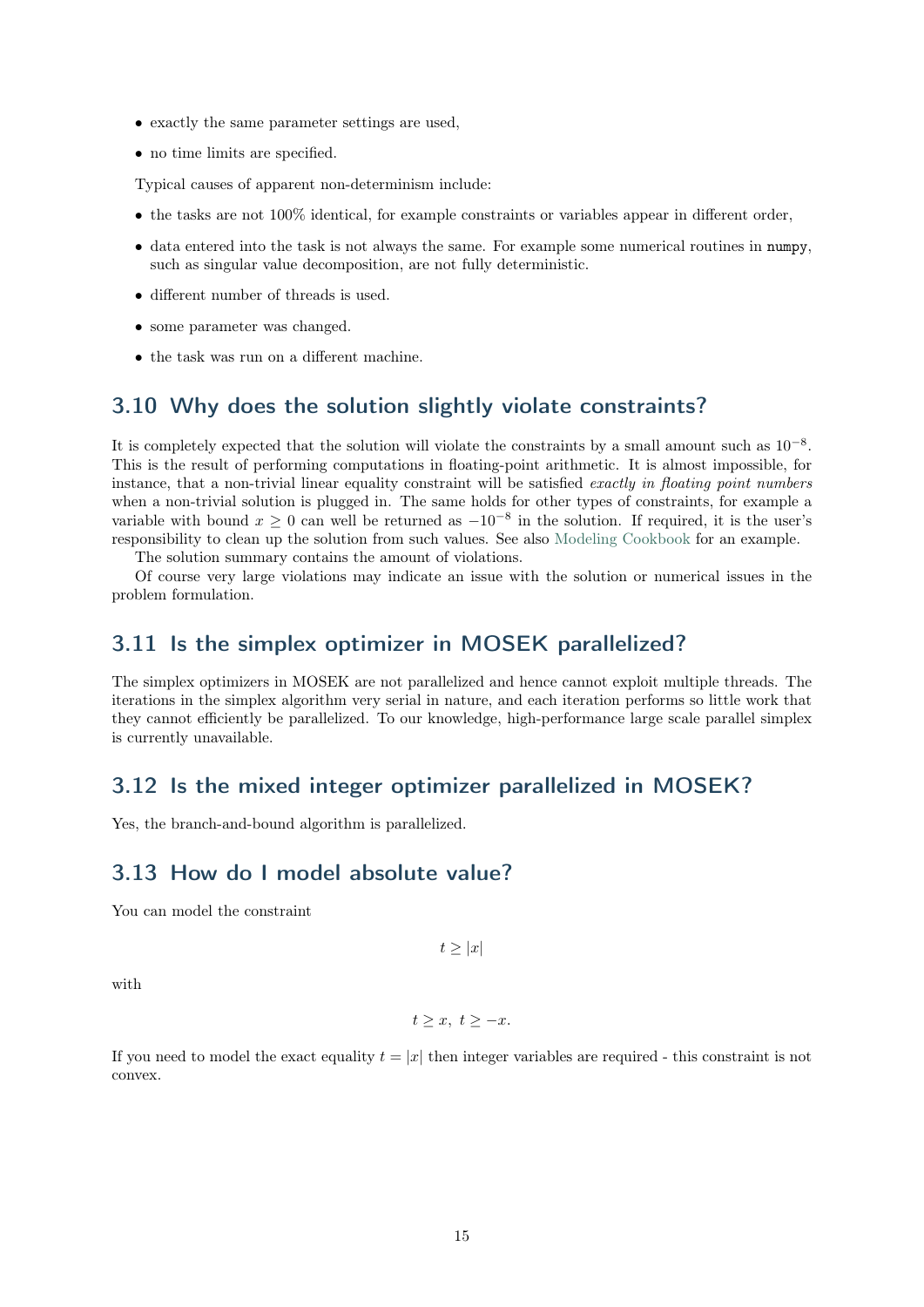- exactly the same parameter settings are used,
- no time limits are specified.

Typical causes of apparent non-determinism include:

- the tasks are not 100% identical, for example constraints or variables appear in different order,
- data entered into the task is not always the same. For example some numerical routines in `numpy`, such as singular value decomposition, are not fully deterministic.
- different number of threads is used.
- some parameter was changed.
- the task was run on a different machine.

## 3.10 Why does the solution slightly violate constraints?

It is completely expected that the solution will violate the constraints by a small amount such as $10^{-8}$. This is the result of performing computations in floating-point arithmetic. It is almost impossible, for instance, that a non-trivial linear equality constraint will be satisfied *exactly in floating point numbers* when a non-trivial solution is plugged in. The same holds for other types of constraints, for example a variable with bound $x \geq 0$ can well be returned as $-10^{-8}$ in the solution. If required, it is the user's responsibility to clean up the solution from such values. See also Modeling Cookbook for an example.

The solution summary contains the amount of violations.

Of course very large violations may indicate an issue with the solution or numerical issues in the problem formulation.

## 3.11 Is the simplex optimizer in MOSEK parallelized?

The simplex optimizers in MOSEK are not parallelized and hence cannot exploit multiple threads. The iterations in the simplex algorithm very serial in nature, and each iteration performs so little work that they cannot efficiently be parallelized. To our knowledge, high-performance large scale parallel simplex is currently unavailable.

## 3.12 Is the mixed integer optimizer parallelized in MOSEK?

Yes, the branch-and-bound algorithm is parallelized.

## 3.13 How do I model absolute value?

You can model the constraint

$$t \geq |x|$$

with

$$t \geq x, \ t \geq -x.$$

If you need to model the exact equality $t = |x|$ then integer variables are required - this constraint is not convex.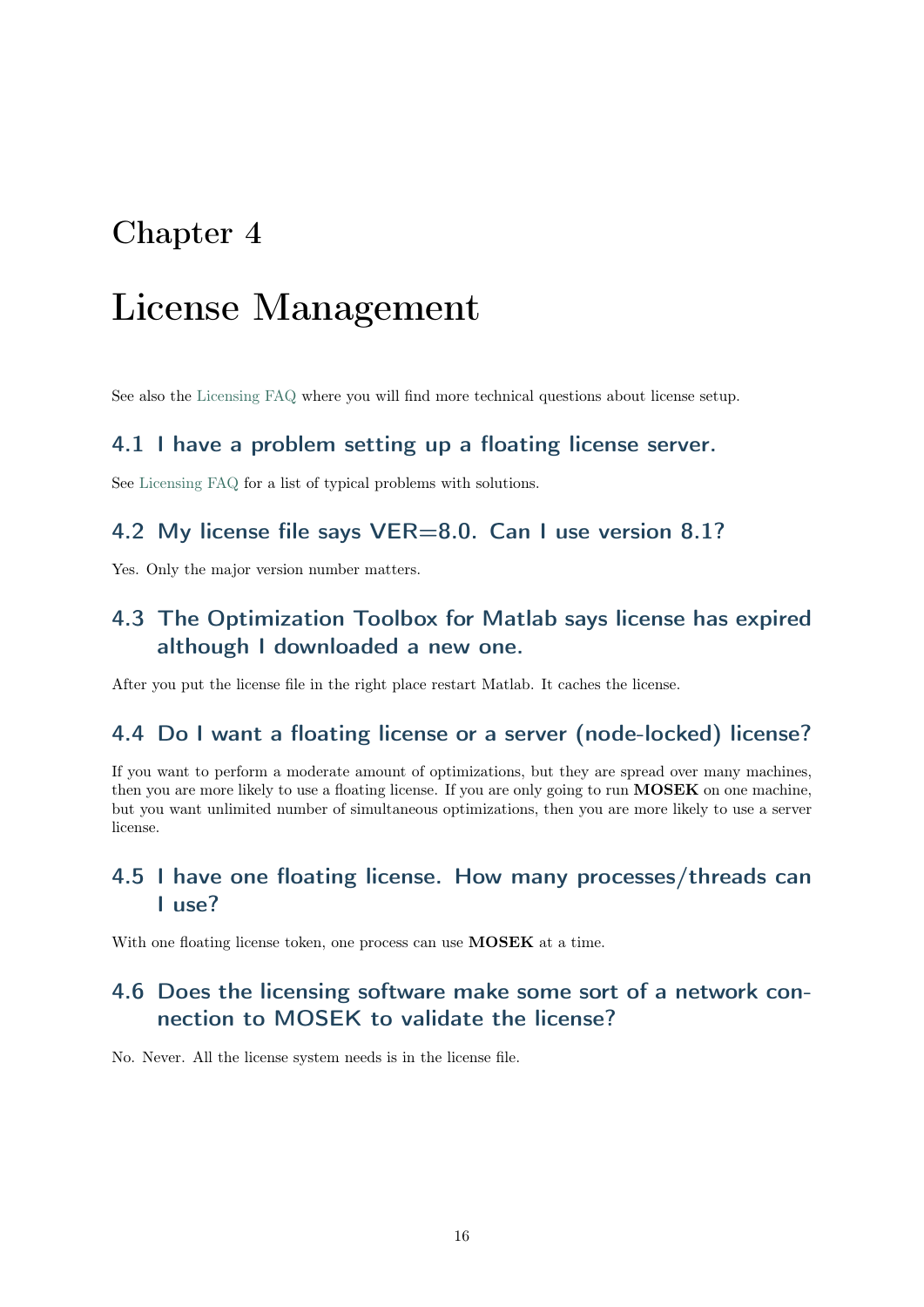# Chapter 4

# License Management

See also the Licensing FAQ where you will find more technical questions about license setup.

## 4.1 I have a problem setting up a floating license server.

See Licensing FAQ for a list of typical problems with solutions.

## 4.2 My license file says VER=8.0. Can I use version 8.1?

Yes. Only the major version number matters.

## 4.3 The Optimization Toolbox for Matlab says license has expired although I downloaded a new one.

After you put the license file in the right place restart Matlab. It caches the license.

## 4.4 Do I want a floating license or a server (node-locked) license?

If you want to perform a moderate amount of optimizations, but they are spread over many machines, then you are more likely to use a floating license. If you are only going to run **MOSEK** on one machine, but you want unlimited number of simultaneous optimizations, then you are more likely to use a server license.

## 4.5 I have one floating license. How many processes/threads can I use?

With one floating license token, one process can use **MOSEK** at a time.

## 4.6 Does the licensing software make some sort of a network connection to MOSEK to validate the license?

No. Never. All the license system needs is in the license file.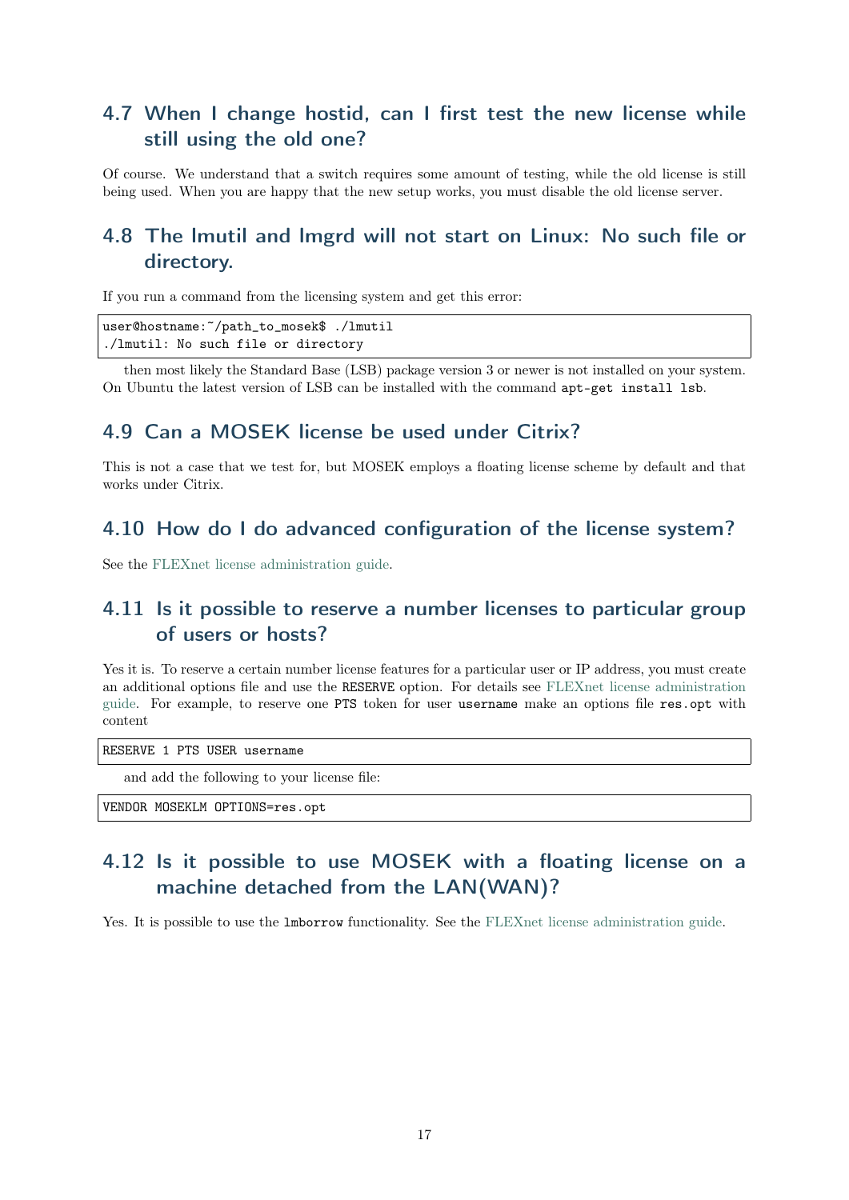## 4.7 When I change hostid, can I first test the new license while still using the old one?

Of course. We understand that a switch requires some amount of testing, while the old license is still being used. When you are happy that the new setup works, you must disable the old license server.

## 4.8 The lmutil and lmgrd will not start on Linux: No such file or directory.

If you run a command from the licensing system and get this error:

```
user@hostname:~/path_to_mosek$ ./lmutil
./lmutil: No such file or directory
```

then most likely the Standard Base (LSB) package version 3 or newer is not installed on your system. On Ubuntu the latest version of LSB can be installed with the command `apt-get install lsb`.

## 4.9 Can a MOSEK license be used under Citrix?

This is not a case that we test for, but MOSEK employs a floating license scheme by default and that works under Citrix.

## 4.10 How do I do advanced configuration of the license system?

See the FLEXnet license administration guide.

## 4.11 Is it possible to reserve a number licenses to particular group of users or hosts?

Yes it is. To reserve a certain number license features for a particular user or IP address, you must create an additional options file and use the `RESERVE` option. For details see FLEXnet license administration guide. For example, to reserve one `PTS` token for user `username` make an options file `res.opt` with content

```
RESERVE 1 PTS USER username
```

and add the following to your license file:

```
VENDOR MOSEKLM OPTIONS=res.opt
```

## 4.12 Is it possible to use MOSEK with a floating license on a machine detached from the LAN(WAN)?

Yes. It is possible to use the `lmborrow` functionality. See the FLEXnet license administration guide.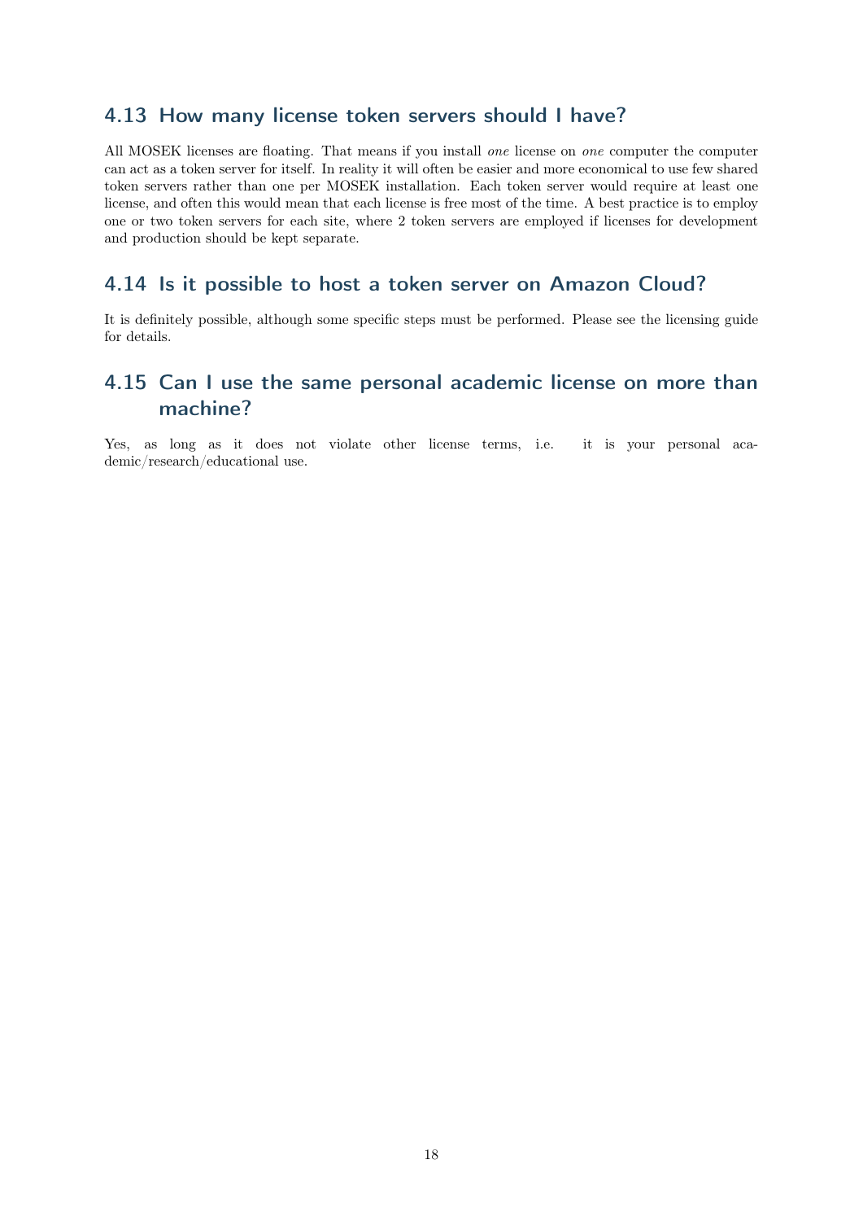## 4.13 How many license token servers should I have?

All MOSEK licenses are floating. That means if you install *one* license on *one* computer the computer can act as a token server for itself. In reality it will often be easier and more economical to use few shared token servers rather than one per MOSEK installation. Each token server would require at least one license, and often this would mean that each license is free most of the time. A best practice is to employ one or two token servers for each site, where 2 token servers are employed if licenses for development and production should be kept separate.

## 4.14 Is it possible to host a token server on Amazon Cloud?

It is definitely possible, although some specific steps must be performed. Please see the licensing guide for details.

## 4.15 Can I use the same personal academic license on more than machine?

Yes, as long as it does not violate other license terms, i.e. it is your personal academic/research/educational use.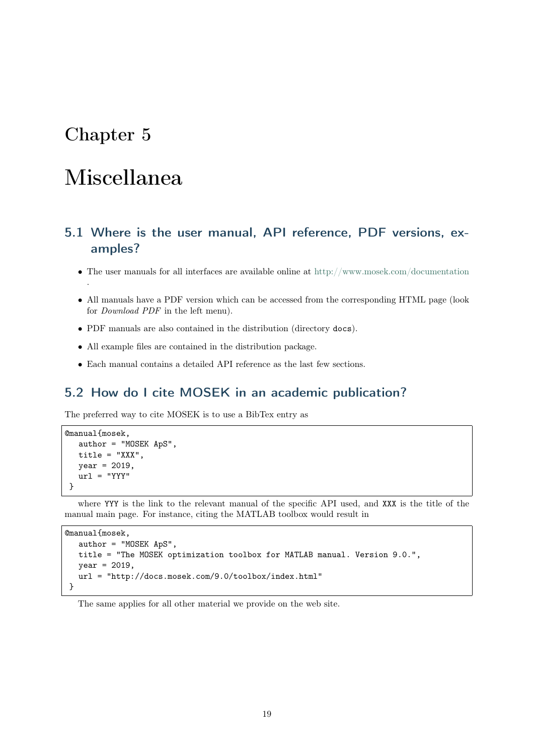# Chapter 5

# Miscellanea

## 5.1 Where is the user manual, API reference, PDF versions, examples?

- The user manuals for all interfaces are available online at http://www.mosek.com/documentation .
- All manuals have a PDF version which can be accessed from the corresponding HTML page (look for *Download PDF* in the left menu).
- PDF manuals are also contained in the distribution (directory `docs`).
- All example files are contained in the distribution package.
- Each manual contains a detailed API reference as the last few sections.

## 5.2 How do I cite MOSEK in an academic publication?

The preferred way to cite MOSEK is to use a BibTex entry as

```
@manual{mosek,
   author = "MOSEK ApS",
   title = "XXX",
   year = 2019,
   url = "YYY"
 }
```

where `YYY` is the link to the relevant manual of the specific API used, and `XXX` is the title of the manual main page. For instance, citing the MATLAB toolbox would result in

```
@manual{mosek,
   author = "MOSEK ApS",
   title = "The MOSEK optimization toolbox for MATLAB manual. Version 9.0.",
   year = 2019,
   url = "http://docs.mosek.com/9.0/toolbox/index.html"
 }
```

The same applies for all other material we provide on the web site.